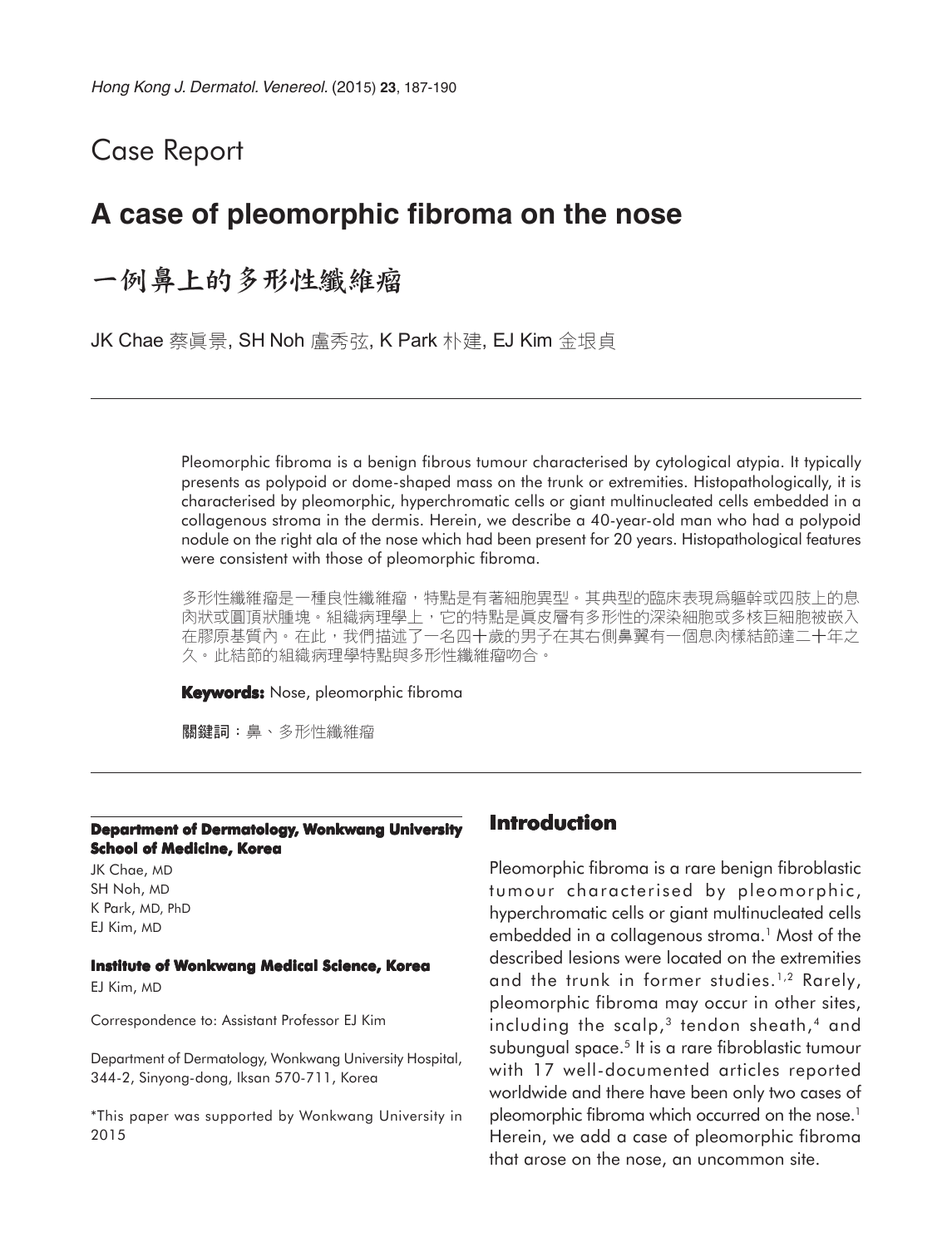Case Report

# A case of pleomorphic fibroma on the nose

# 一例鼻上的多形性纖維瘤

JK Chae 蔡眞景, SH Noh 盧秀弦, K Park 朴建, EJ Kim 金垠貞

Pleomorphic fibroma is a benign fibrous tumour characterised by cytological atypia. It typically presents as polypoid or dome-shaped mass on the trunk or extremities. Histopathologically, it is characterised by pleomorphic, hyperchromatic cells or giant multinucleated cells embedded in a collagenous stroma in the dermis. Herein, we describe a 40-year-old man who had a polypoid nodule on the right ala of the nose which had been present for 20 years. Histopathological features were consistent with those of pleomorphic fibroma.

多形性纖維瘤是一種良性纖維瘤，特點是有著細胞異型。其典型的臨床表現爲軀幹或四肢上的息肉狀或圓頂狀腫塊。組織病理學上，它的特點是眞皮層有多形性的深染細胞或多核巨細胞被嵌入在膠原基質內。在此，我們描述了一名四十歲的男子在其右側鼻翼有一個息肉樣結節達二十年之久。此結節的組織病理學特點與多形性纖維瘤吻合。

**Keywords:** Nose, pleomorphic fibroma

**關鍵詞：**鼻、多形性纖維瘤

**Department of Dermatology, Wonkwang University School of Medicine, Korea**

JK Chae, MD
SH Noh, MD
K Park, MD, PhD
EJ Kim, MD

**Institute of Wonkwang Medical Science, Korea**

EJ Kim, MD

Correspondence to: Assistant Professor EJ Kim

Department of Dermatology, Wonkwang University Hospital, 344-2, Sinyong-dong, Iksan 570-711, Korea

*This paper was supported by Wonkwang University in 2015

## Introduction

Pleomorphic fibroma is a rare benign fibroblastic tumour characterised by pleomorphic, hyperchromatic cells or giant multinucleated cells embedded in a collagenous stroma.[1] Most of the described lesions were located on the extremities and the trunk in former studies.[1,2] Rarely, pleomorphic fibroma may occur in other sites, including the scalp,[3] tendon sheath,[4] and subungual space.[5] It is a rare fibroblastic tumour with 17 well-documented articles reported worldwide and there have been only two cases of pleomorphic fibroma which occurred on the nose.[1] Herein, we add a case of pleomorphic fibroma that arose on the nose, an uncommon site.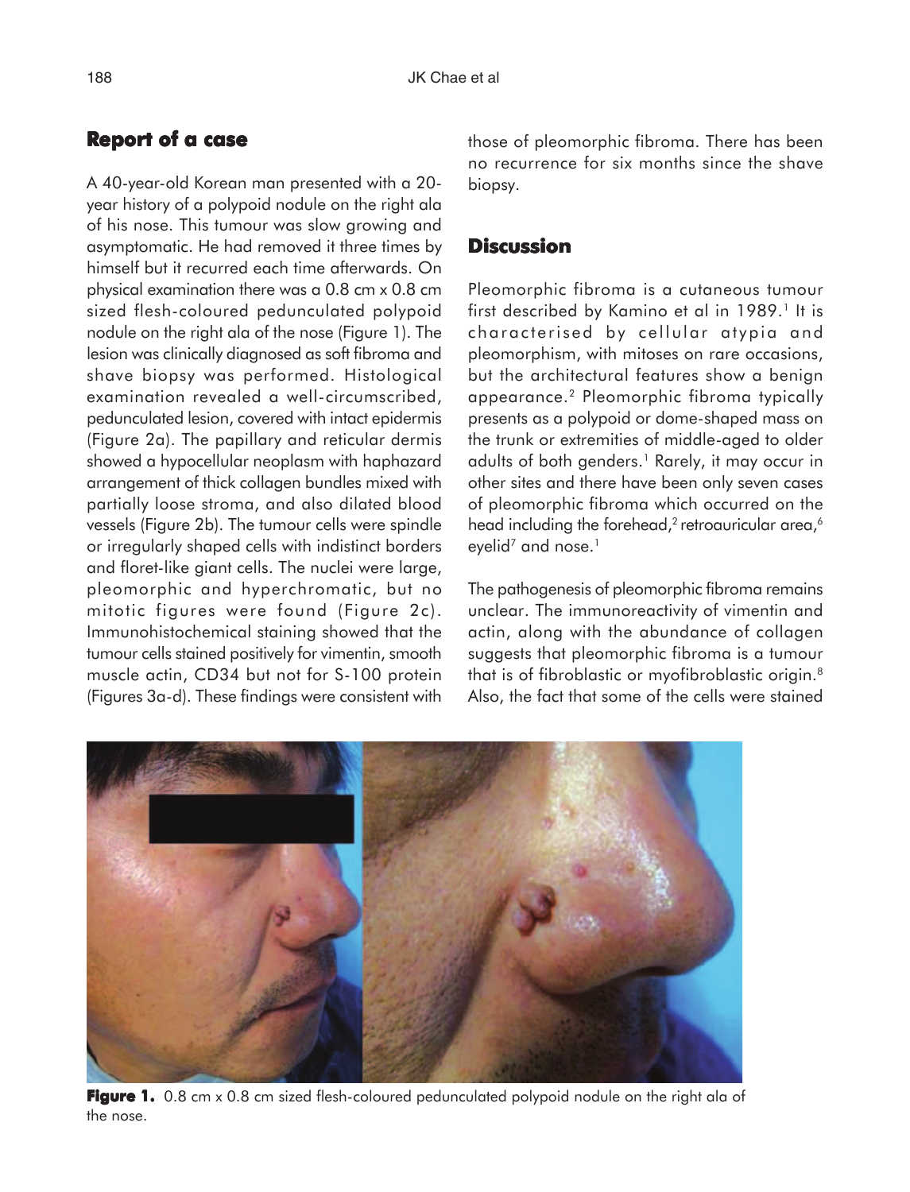## Report of a case

A 40-year-old Korean man presented with a 20-year history of a polypoid nodule on the right ala of his nose. This tumour was slow growing and asymptomatic. He had removed it three times by himself but it recurred each time afterwards. On physical examination there was a 0.8 cm x 0.8 cm sized flesh-coloured pedunculated polypoid nodule on the right ala of the nose (Figure 1). The lesion was clinically diagnosed as soft fibroma and shave biopsy was performed. Histological examination revealed a well-circumscribed, pedunculated lesion, covered with intact epidermis (Figure 2a). The papillary and reticular dermis showed a hypocellular neoplasm with haphazard arrangement of thick collagen bundles mixed with partially loose stroma, and also dilated blood vessels (Figure 2b). The tumour cells were spindle or irregularly shaped cells with indistinct borders and floret-like giant cells. The nuclei were large, pleomorphic and hyperchromatic, but no mitotic figures were found (Figure 2c). Immunohistochemical staining showed that the tumour cells stained positively for vimentin, smooth muscle actin, CD34 but not for S-100 protein (Figures 3a-d). These findings were consistent with those of pleomorphic fibroma. There has been no recurrence for six months since the shave biopsy.

## Discussion

Pleomorphic fibroma is a cutaneous tumour first described by Kamino et al in 1989.[1] It is characterised by cellular atypia and pleomorphism, with mitoses on rare occasions, but the architectural features show a benign appearance.[2] Pleomorphic fibroma typically presents as a polypoid or dome-shaped mass on the trunk or extremities of middle-aged to older adults of both genders.[1] Rarely, it may occur in other sites and there have been only seven cases of pleomorphic fibroma which occurred on the head including the forehead,[2] retroauricular area,[6] eyelid[7] and nose.[1]

The pathogenesis of pleomorphic fibroma remains unclear. The immunoreactivity of vimentin and actin, along with the abundance of collagen suggests that pleomorphic fibroma is a tumour that is of fibroblastic or myofibroblastic origin.[8] Also, the fact that some of the cells were stained

**Figure 1.** 0.8 cm x 0.8 cm sized flesh-coloured pedunculated polypoid nodule on the right ala of the nose.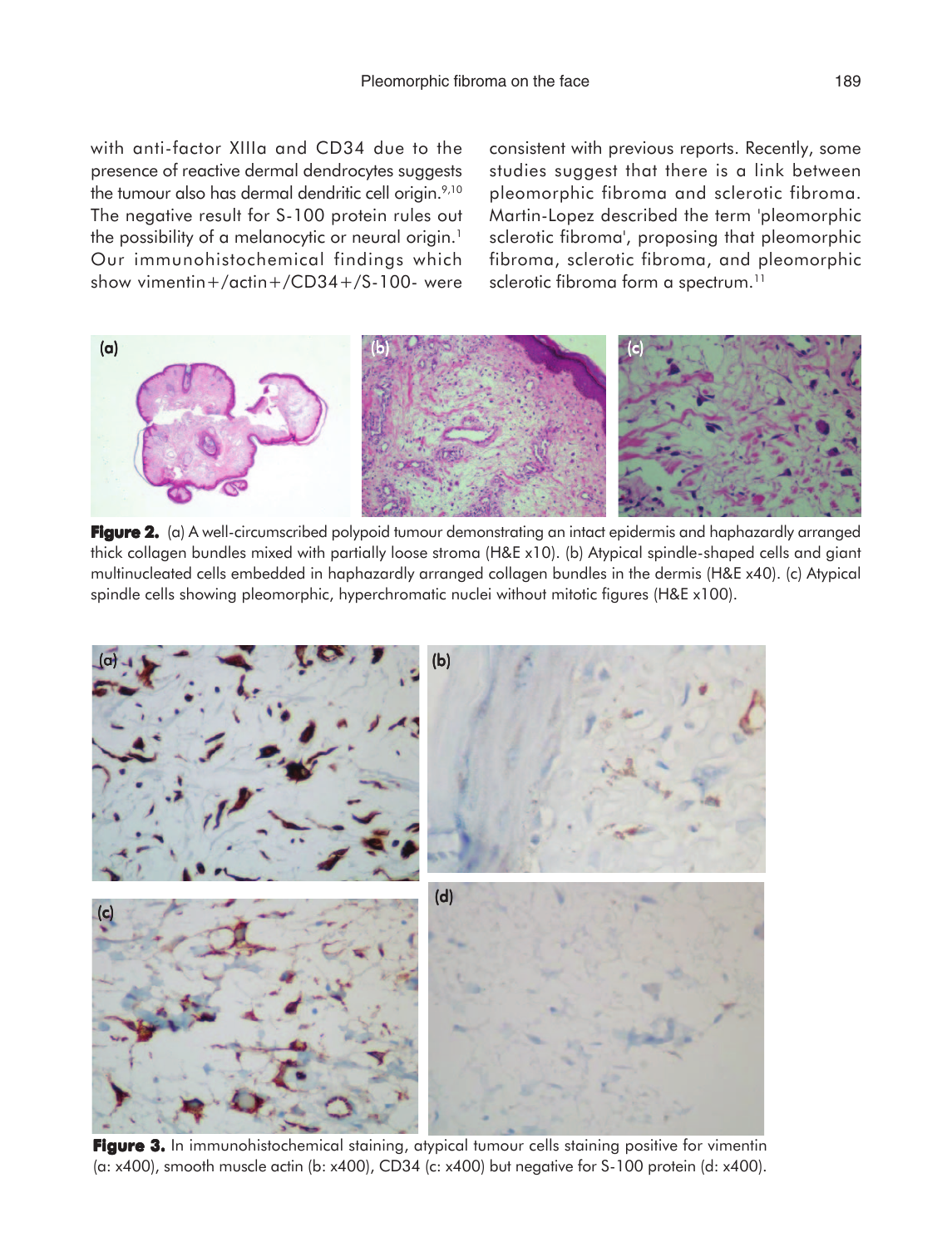with anti-factor XIIIa and CD34 due to the presence of reactive dermal dendrocytes suggests the tumour also has dermal dendritic cell origin.[9,10] The negative result for S-100 protein rules out the possibility of a melanocytic or neural origin.[1] Our immunohistochemical findings which show vimentin+/actin+/CD34+/S-100- were consistent with previous reports. Recently, some studies suggest that there is a link between pleomorphic fibroma and sclerotic fibroma. Martin-Lopez described the term 'pleomorphic sclerotic fibroma', proposing that pleomorphic fibroma, sclerotic fibroma, and pleomorphic sclerotic fibroma form a spectrum.[11]

**Figure 2.** (a) A well-circumscribed polypoid tumour demonstrating an intact epidermis and haphazardly arranged thick collagen bundles mixed with partially loose stroma (H&E x10). (b) Atypical spindle-shaped cells and giant multinucleated cells embedded in haphazardly arranged collagen bundles in the dermis (H&E x40). (c) Atypical spindle cells showing pleomorphic, hyperchromatic nuclei without mitotic figures (H&E x100).

**Figure 3.** In immunohistochemical staining, atypical tumour cells staining positive for vimentin (a: x400), smooth muscle actin (b: x400), CD34 (c: x400) but negative for S-100 protein (d: x400).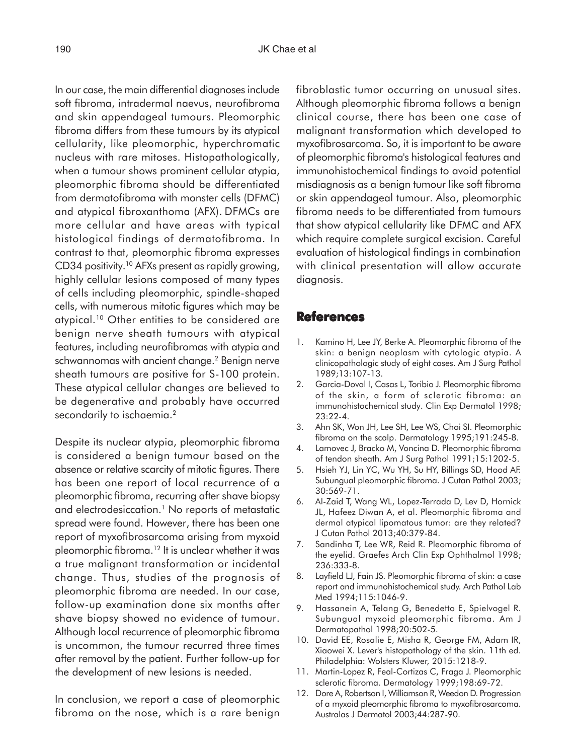In our case, the main differential diagnoses include soft fibroma, intradermal naevus, neurofibroma and skin appendageal tumours. Pleomorphic fibroma differs from these tumours by its atypical cellularity, like pleomorphic, hyperchromatic nucleus with rare mitoses. Histopathologically, when a tumour shows prominent cellular atypia, pleomorphic fibroma should be differentiated from dermatofibroma with monster cells (DFMC) and atypical fibroxanthoma (AFX). DFMCs are more cellular and have areas with typical histological findings of dermatofibroma. In contrast to that, pleomorphic fibroma expresses CD34 positivity.[10] AFXs present as rapidly growing, highly cellular lesions composed of many types of cells including pleomorphic, spindle-shaped cells, with numerous mitotic figures which may be atypical.[10] Other entities to be considered are benign nerve sheath tumours with atypical features, including neurofibromas with atypia and schwannomas with ancient change.[2] Benign nerve sheath tumours are positive for S-100 protein. These atypical cellular changes are believed to be degenerative and probably have occurred secondarily to ischaemia.[2]

Despite its nuclear atypia, pleomorphic fibroma is considered a benign tumour based on the absence or relative scarcity of mitotic figures. There has been one report of local recurrence of a pleomorphic fibroma, recurring after shave biopsy and electrodesiccation.[1] No reports of metastatic spread were found. However, there has been one report of myxofibrosarcoma arising from myxoid pleomorphic fibroma.[12] It is unclear whether it was a true malignant transformation or incidental change. Thus, studies of the prognosis of pleomorphic fibroma are needed. In our case, follow-up examination done six months after shave biopsy showed no evidence of tumour. Although local recurrence of pleomorphic fibroma is uncommon, the tumour recurred three times after removal by the patient. Further follow-up for the development of new lesions is needed.

In conclusion, we report a case of pleomorphic fibroma on the nose, which is a rare benign fibroblastic tumor occurring on unusual sites. Although pleomorphic fibroma follows a benign clinical course, there has been one case of malignant transformation which developed to myxofibrosarcoma. So, it is important to be aware of pleomorphic fibroma's histological features and immunohistochemical findings to avoid potential misdiagnosis as a benign tumour like soft fibroma or skin appendageal tumour. Also, pleomorphic fibroma needs to be differentiated from tumours that show atypical cellularity like DFMC and AFX which require complete surgical excision. Careful evaluation of histological findings in combination with clinical presentation will allow accurate diagnosis.

## References

1. Kamino H, Lee JY, Berke A. Pleomorphic fibroma of the skin: a benign neoplasm with cytologic atypia. A clinicopathologic study of eight cases. Am J Surg Pathol 1989;13:107-13.
2. Garcia-Doval I, Casas L, Toribio J. Pleomorphic fibroma of the skin, a form of sclerotic fibroma: an immunohistochemical study. Clin Exp Dermatol 1998; 23:22-4.
3. Ahn SK, Won JH, Lee SH, Lee WS, Choi SI. Pleomorphic fibroma on the scalp. Dermatology 1995;191:245-8.
4. Lamovec J, Bracko M, Voncina D. Pleomorphic fibroma of tendon sheath. Am J Surg Pathol 1991;15:1202-5.
5. Hsieh YJ, Lin YC, Wu YH, Su HY, Billings SD, Hood AF. Subungual pleomorphic fibroma. J Cutan Pathol 2003; 30:569-71.
6. Al-Zaid T, Wang WL, Lopez-Terrada D, Lev D, Hornick JL, Hafeez Diwan A, et al. Pleomorphic fibroma and dermal atypical lipomatous tumor: are they related? J Cutan Pathol 2013;40:379-84.
7. Sandinha T, Lee WR, Reid R. Pleomorphic fibroma of the eyelid. Graefes Arch Clin Exp Ophthalmol 1998; 236:333-8.
8. Layfield LJ, Fain JS. Pleomorphic fibroma of skin: a case report and immunohistochemical study. Arch Pathol Lab Med 1994;115:1046-9.
9. Hassanein A, Telang G, Benedetto E, Spielvogel R. Subungual myxoid pleomorphic fibroma. Am J Dermatopathol 1998;20:502-5.
10. David EE, Rosalie E, Misha R, George FM, Adam IR, Xiaowei X. Lever's histopathology of the skin. 11th ed. Philadelphia: Wolsters Kluwer, 2015:1218-9.
11. Martin-Lopez R, Feal-Cortizas C, Fraga J. Pleomorphic sclerotic fibroma. Dermatology 1999;198:69-72.
12. Dore A, Robertson I, Williamson R, Weedon D. Progression of a myxoid pleomorphic fibroma to myxofibrosarcoma. Australas J Dermatol 2003;44:287-90.